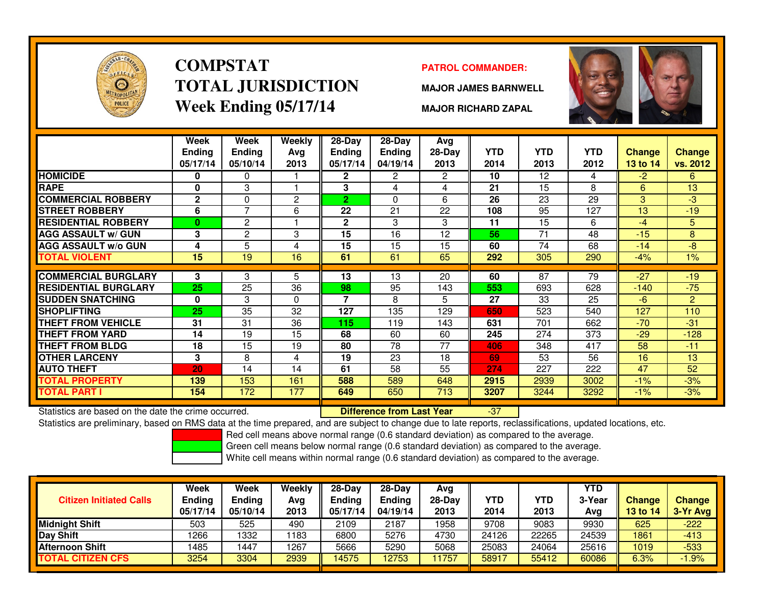# COMPSTAT TOTAL JURISDICTION Week Ending 05/17/14

**PATROL COMMANDER:**

**MAJOR JAMES BARNWELL**

**MAJOR RICHARD ZAPAL**

| | Week Ending 05/17/14 | Week Ending 05/10/14 | Weekly Avg 2013 | 28-Day Ending 05/17/14 | 28-Day Ending 04/19/14 | Avg 28-Day 2013 | YTD 2014 | YTD 2013 | YTD 2012 | Change 13 to 14 | Change vs. 2012 |
|---|---|---|---|---|---|---|---|---|---|---|---|
| HOMICIDE | 0 | 0 | 1 | 2 | 2 | 2 | 10 | 12 | 4 | -2 | 6 |
| RAPE | 0 | 3 | 1 | 3 | 4 | 4 | 21 | 15 | 8 | 6 | 13 |
| COMMERCIAL ROBBERY | 2 | 0 | 2 | 2 | 0 | 6 | 26 | 23 | 29 | 3 | -3 |
| STREET ROBBERY | 6 | 7 | 6 | 22 | 21 | 22 | 108 | 95 | 127 | 13 | -19 |
| RESIDENTIAL ROBBERY | 0 | 2 | 1 | 2 | 3 | 3 | 11 | 15 | 6 | -4 | 5 |
| AGG ASSAULT w/ GUN | 3 | 2 | 3 | 15 | 16 | 12 | 56 | 71 | 48 | -15 | 8 |
| AGG ASSAULT w/o GUN | 4 | 5 | 4 | 15 | 15 | 15 | 60 | 74 | 68 | -14 | -8 |
| TOTAL VIOLENT | 15 | 19 | 16 | 61 | 61 | 65 | 292 | 305 | 290 | -4% | 1% |
| COMMERCIAL BURGLARY | 3 | 3 | 5 | 13 | 13 | 20 | 60 | 87 | 79 | -27 | -19 |
| RESIDENTIAL BURGLARY | 25 | 25 | 36 | 98 | 95 | 143 | 553 | 693 | 628 | -140 | -75 |
| SUDDEN SNATCHING | 0 | 3 | 0 | 7 | 8 | 5 | 27 | 33 | 25 | -6 | 2 |
| SHOPLIFTING | 25 | 35 | 32 | 127 | 135 | 129 | 650 | 523 | 540 | 127 | 110 |
| THEFT FROM VEHICLE | 31 | 31 | 36 | 115 | 119 | 143 | 631 | 701 | 662 | -70 | -31 |
| THEFT FROM YARD | 14 | 19 | 15 | 68 | 60 | 60 | 245 | 274 | 373 | -29 | -128 |
| THEFT FROM BLDG | 18 | 15 | 19 | 80 | 78 | 77 | 406 | 348 | 417 | 58 | -11 |
| OTHER LARCENY | 3 | 8 | 4 | 19 | 23 | 18 | 69 | 53 | 56 | 16 | 13 |
| AUTO THEFT | 20 | 14 | 14 | 61 | 58 | 55 | 274 | 227 | 222 | 47 | 52 |
| TOTAL PROPERTY | 139 | 153 | 161 | 588 | 589 | 648 | 2915 | 2939 | 3002 | -1% | -3% |
| TOTAL PART I | 154 | 172 | 177 | 649 | 650 | 713 | 3207 | 3244 | 3292 | -1% | -3% |

Statistics are based on the date the crime occurred.

**Difference from Last Year** -37

Statistics are preliminary, based on RMS data at the time prepared, and are subject to change due to late reports, reclassifications, updated locations, etc.

Red cell means above normal range (0.6 standard deviation) as compared to the average.

Green cell means below normal range (0.6 standard deviation) as compared to the average.

White cell means within normal range (0.6 standard deviation) as compared to the average.

| Citizen Initiated Calls | Week Ending 05/17/14 | Week Ending 05/10/14 | Weekly Avg 2013 | 28-Day Ending 05/17/14 | 28-Day Ending 04/19/14 | Avg 28-Day 2013 | YTD 2014 | YTD 2013 | YTD 3-Year Avg | Change 13 to 14 | Change 3-Yr Avg |
|---|---|---|---|---|---|---|---|---|---|---|---|
| Midnight Shift | 503 | 525 | 490 | 2109 | 2187 | 1958 | 9708 | 9083 | 9930 | 625 | -222 |
| Day Shift | 1266 | 1332 | 1183 | 6800 | 5276 | 4730 | 24126 | 22265 | 24539 | 1861 | -413 |
| Afternoon Shift | 1485 | 1447 | 1267 | 5666 | 5290 | 5068 | 25083 | 24064 | 25616 | 1019 | -533 |
| TOTAL CITIZEN CFS | 3254 | 3304 | 2939 | 14575 | 12753 | 11757 | 58917 | 55412 | 60086 | 6.3% | -1.9% |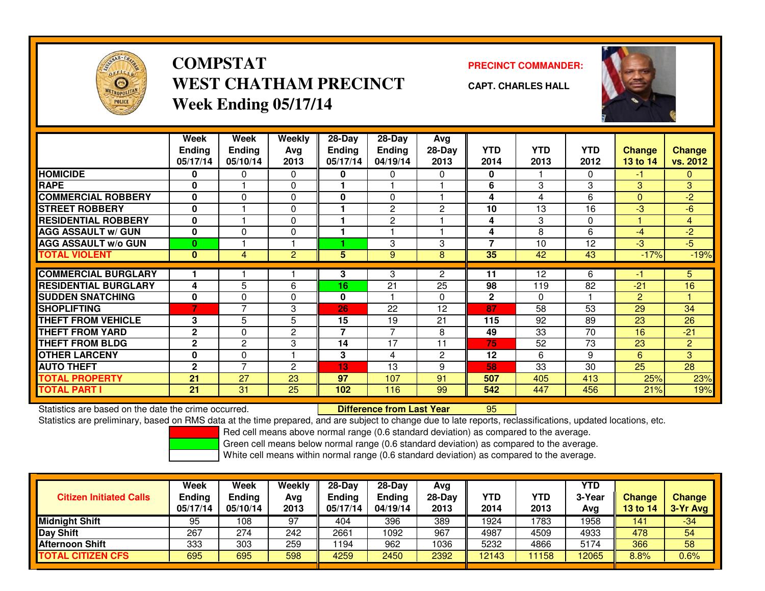# COMPSTAT
# WEST CHATHAM PRECINCT
# Week Ending 05/17/14

**PRECINCT COMMANDER:**

**CAPT. CHARLES HALL**

| | Week Ending 05/17/14 | Week Ending 05/10/14 | Weekly Avg 2013 | 28-Day Ending 05/17/14 | 28-Day Ending 04/19/14 | Avg 28-Day 2013 | YTD 2014 | YTD 2013 | YTD 2012 | Change 13 to 14 | Change vs. 2012 |
|---|---|---|---|---|---|---|---|---|---|---|---|
| HOMICIDE | 0 | 0 | 0 | 0 | 0 | 0 | 0 | 1 | 0 | -1 | 0 |
| RAPE | 0 | 1 | 0 | 1 | 1 | 1 | 6 | 3 | 3 | 3 | 3 |
| COMMERCIAL ROBBERY | 0 | 0 | 0 | 0 | 0 | 1 | 4 | 4 | 6 | 0 | -2 |
| STREET ROBBERY | 0 | 1 | 0 | 1 | 2 | 2 | 10 | 13 | 16 | -3 | -6 |
| RESIDENTIAL ROBBERY | 0 | 1 | 0 | 1 | 2 | 1 | 4 | 3 | 0 | 1 | 4 |
| AGG ASSAULT w/ GUN | 0 | 0 | 0 | 1 | 1 | 1 | 4 | 8 | 6 | -4 | -2 |
| AGG ASSAULT w/o GUN | 0 | 1 | 1 | 1 | 3 | 3 | 7 | 10 | 12 | -3 | -5 |
| TOTAL VIOLENT | 0 | 4 | 2 | 5 | 9 | 8 | 35 | 42 | 43 | -17% | -19% |
| COMMERCIAL BURGLARY | 1 | 1 | 1 | 3 | 3 | 2 | 11 | 12 | 6 | -1 | 5 |
| RESIDENTIAL BURGLARY | 4 | 5 | 6 | 16 | 21 | 25 | 98 | 119 | 82 | -21 | 16 |
| SUDDEN SNATCHING | 0 | 0 | 0 | 0 | 1 | 0 | 2 | 0 | 1 | 2 | 1 |
| SHOPLIFTING | 7 | 7 | 3 | 26 | 22 | 12 | 87 | 58 | 53 | 29 | 34 |
| THEFT FROM VEHICLE | 3 | 5 | 5 | 15 | 19 | 21 | 115 | 92 | 89 | 23 | 26 |
| THEFT FROM YARD | 2 | 0 | 2 | 7 | 7 | 8 | 49 | 33 | 70 | 16 | -21 |
| THEFT FROM BLDG | 2 | 2 | 3 | 14 | 17 | 11 | 75 | 52 | 73 | 23 | 2 |
| OTHER LARCENY | 0 | 0 | 1 | 3 | 4 | 2 | 12 | 6 | 9 | 6 | 3 |
| AUTO THEFT | 2 | 7 | 2 | 13 | 13 | 9 | 58 | 33 | 30 | 25 | 28 |
| TOTAL PROPERTY | 21 | 27 | 23 | 97 | 107 | 91 | 507 | 405 | 413 | 25% | 23% |
| TOTAL PART I | 21 | 31 | 25 | 102 | 116 | 99 | 542 | 447 | 456 | 21% | 19% |

Statistics are based on the date the crime occurred.

**Difference from Last Year** 95

Statistics are preliminary, based on RMS data at the time prepared, and are subject to change due to late reports, reclassifications, updated locations, etc.

Red cell means above normal range (0.6 standard deviation) as compared to the average.

Green cell means below normal range (0.6 standard deviation) as compared to the average.

White cell means within normal range (0.6 standard deviation) as compared to the average.

| Citizen Initiated Calls | Week Ending 05/17/14 | Week Ending 05/10/14 | Weekly Avg 2013 | 28-Day Ending 05/17/14 | 28-Day Ending 04/19/14 | Avg 28-Day 2013 | YTD 2014 | YTD 2013 | YTD 3-Year Avg | Change 13 to 14 | Change 3-Yr Avg |
|---|---|---|---|---|---|---|---|---|---|---|---|
| Midnight Shift | 95 | 108 | 97 | 404 | 396 | 389 | 1924 | 1783 | 1958 | 141 | -34 |
| Day Shift | 267 | 274 | 242 | 2661 | 1092 | 967 | 4987 | 4509 | 4933 | 478 | 54 |
| Afternoon Shift | 333 | 303 | 259 | 1194 | 962 | 1036 | 5232 | 4866 | 5174 | 366 | 58 |
| TOTAL CITIZEN CFS | 695 | 695 | 598 | 4259 | 2450 | 2392 | 12143 | 11158 | 12065 | 8.8% | 0.6% |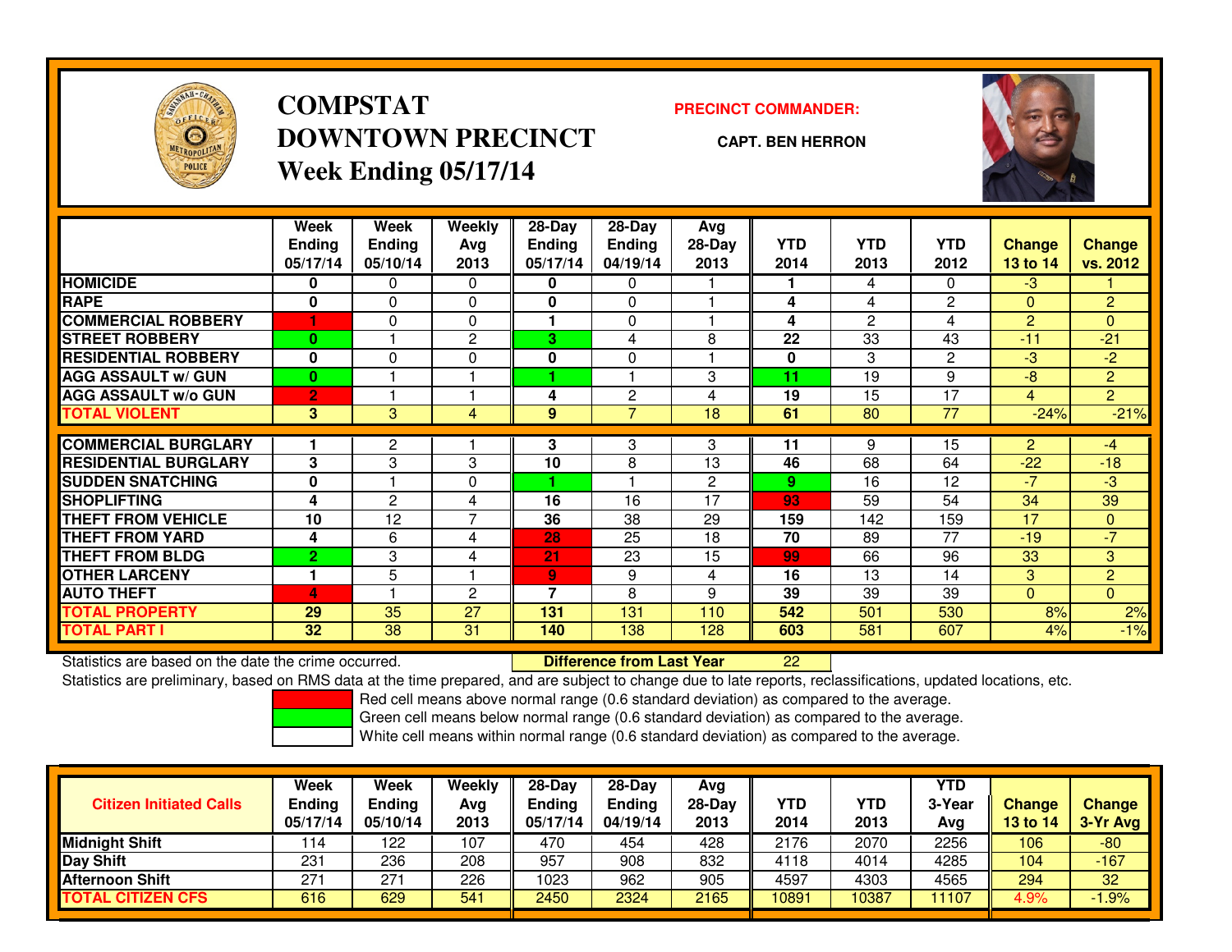# COMPSTAT
# DOWNTOWN PRECINCT
## Week Ending 05/17/14

**PRECINCT COMMANDER:**

**CAPT. BEN HERRON**

| | Week Ending 05/17/14 | Week Ending 05/10/14 | Weekly Avg 2013 | 28-Day Ending 05/17/14 | 28-Day Ending 04/19/14 | Avg 28-Day 2013 | YTD 2014 | YTD 2013 | YTD 2012 | Change 13 to 14 | Change vs. 2012 |
|---|---|---|---|---|---|---|---|---|---|---|---|
| HOMICIDE | 0 | 0 | 0 | 0 | 0 | 1 | 1 | 4 | 0 | -3 | 1 |
| RAPE | 0 | 0 | 0 | 0 | 0 | 1 | 4 | 4 | 2 | 0 | 2 |
| COMMERCIAL ROBBERY | 1 | 0 | 0 | 1 | 0 | 1 | 4 | 2 | 4 | 2 | 0 |
| STREET ROBBERY | 0 | 1 | 2 | 3 | 4 | 8 | 22 | 33 | 43 | -11 | -21 |
| RESIDENTIAL ROBBERY | 0 | 0 | 0 | 0 | 0 | 1 | 0 | 3 | 2 | -3 | -2 |
| AGG ASSAULT w/ GUN | 0 | 1 | 1 | 1 | 1 | 3 | 11 | 19 | 9 | -8 | 2 |
| AGG ASSAULT w/o GUN | 2 | 1 | 1 | 4 | 2 | 4 | 19 | 15 | 17 | 4 | 2 |
| TOTAL VIOLENT | 3 | 3 | 4 | 9 | 7 | 18 | 61 | 80 | 77 | -24% | -21% |
| COMMERCIAL BURGLARY | 1 | 2 | 1 | 3 | 3 | 3 | 11 | 9 | 15 | 2 | -4 |
| RESIDENTIAL BURGLARY | 3 | 3 | 3 | 10 | 8 | 13 | 46 | 68 | 64 | -22 | -18 |
| SUDDEN SNATCHING | 0 | 1 | 0 | 1 | 1 | 2 | 9 | 16 | 12 | -7 | -3 |
| SHOPLIFTING | 4 | 2 | 4 | 16 | 16 | 17 | 93 | 59 | 54 | 34 | 39 |
| THEFT FROM VEHICLE | 10 | 12 | 7 | 36 | 38 | 29 | 159 | 142 | 159 | 17 | 0 |
| THEFT FROM YARD | 4 | 6 | 4 | 28 | 25 | 18 | 70 | 89 | 77 | -19 | -7 |
| THEFT FROM BLDG | 2 | 3 | 4 | 21 | 23 | 15 | 99 | 66 | 96 | 33 | 3 |
| OTHER LARCENY | 1 | 5 | 1 | 9 | 9 | 4 | 16 | 13 | 14 | 3 | 2 |
| AUTO THEFT | 4 | 1 | 2 | 7 | 8 | 9 | 39 | 39 | 39 | 0 | 0 |
| TOTAL PROPERTY | 29 | 35 | 27 | 131 | 131 | 110 | 542 | 501 | 530 | 8% | 2% |
| TOTAL PART I | 32 | 38 | 31 | 140 | 138 | 128 | 603 | 581 | 607 | 4% | -1% |

Statistics are based on the date the crime occurred. **Difference from Last Year** 22

Statistics are preliminary, based on RMS data at the time prepared, and are subject to change due to late reports, reclassifications, updated locations, etc.

Red cell means above normal range (0.6 standard deviation) as compared to the average.
Green cell means below normal range (0.6 standard deviation) as compared to the average.
White cell means within normal range (0.6 standard deviation) as compared to the average.

| Citizen Initiated Calls | Week Ending 05/17/14 | Week Ending 05/10/14 | Weekly Avg 2013 | 28-Day Ending 05/17/14 | 28-Day Ending 04/19/14 | Avg 28-Day 2013 | YTD 2014 | YTD 2013 | YTD 3-Year Avg | Change 13 to 14 | Change 3-Yr Avg |
|---|---|---|---|---|---|---|---|---|---|---|---|
| Midnight Shift | 114 | 122 | 107 | 470 | 454 | 428 | 2176 | 2070 | 2256 | 106 | -80 |
| Day Shift | 231 | 236 | 208 | 957 | 908 | 832 | 4118 | 4014 | 4285 | 104 | -167 |
| Afternoon Shift | 271 | 271 | 226 | 1023 | 962 | 905 | 4597 | 4303 | 4565 | 294 | 32 |
| TOTAL CITIZEN CFS | 616 | 629 | 541 | 2450 | 2324 | 2165 | 10891 | 10387 | 11107 | 4.9% | -1.9% |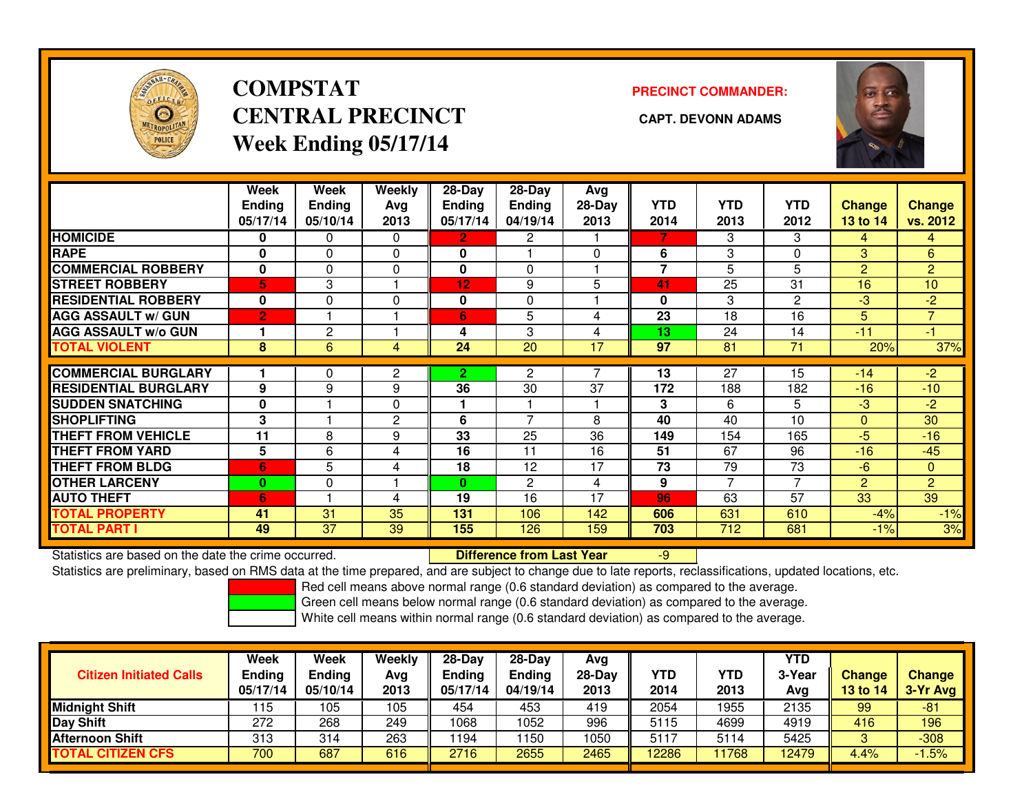# COMPSTAT
# CENTRAL PRECINCT
## Week Ending 05/17/14

**PRECINCT COMMANDER:**

**CAPT. DEVONN ADAMS**

| | Week Ending 05/17/14 | Week Ending 05/10/14 | Weekly Avg 2013 | 28-Day Ending 05/17/14 | 28-Day Ending 04/19/14 | Avg 28-Day 2013 | YTD 2014 | YTD 2013 | YTD 2012 | Change 13 to 14 | Change vs. 2012 |
|---|---|---|---|---|---|---|---|---|---|---|---|
| **HOMICIDE** | **0** | 0 | 0 | **2** | 2 | 1 | **7** | 3 | 3 | 4 | 4 |
| **RAPE** | **0** | 0 | 0 | **0** | 1 | 0 | **6** | 3 | 0 | 3 | 6 |
| **COMMERCIAL ROBBERY** | **0** | 0 | 0 | **0** | 0 | 1 | **7** | 5 | 5 | 2 | 2 |
| **STREET ROBBERY** | **5** | 3 | 1 | **12** | 9 | 5 | **41** | 25 | 31 | 16 | 10 |
| **RESIDENTIAL ROBBERY** | **0** | 0 | 0 | **0** | 0 | 1 | **0** | 3 | 2 | -3 | -2 |
| **AGG ASSAULT w/ GUN** | **2** | 1 | 1 | **6** | 5 | 4 | **23** | 18 | 16 | 5 | 7 |
| **AGG ASSAULT w/o GUN** | **1** | 2 | 1 | **4** | 3 | 4 | **13** | 24 | 14 | -11 | -1 |
| **TOTAL VIOLENT** | **8** | 6 | 4 | **24** | 20 | 17 | **97** | 81 | 71 | 20% | 37% |
| **COMMERCIAL BURGLARY** | **1** | 0 | 2 | **2** | 2 | 7 | **13** | 27 | 15 | -14 | -2 |
| **RESIDENTIAL BURGLARY** | **9** | 9 | 9 | **36** | 30 | 37 | **172** | 188 | 182 | -16 | -10 |
| **SUDDEN SNATCHING** | **0** | 1 | 0 | **1** | 1 | 1 | **3** | 6 | 5 | -3 | -2 |
| **SHOPLIFTING** | **3** | 1 | 2 | **6** | 7 | 8 | **40** | 40 | 10 | 0 | 30 |
| **THEFT FROM VEHICLE** | **11** | 8 | 9 | **33** | 25 | 36 | **149** | 154 | 165 | -5 | -16 |
| **THEFT FROM YARD** | **5** | 6 | 4 | **16** | 11 | 16 | **51** | 67 | 96 | -16 | -45 |
| **THEFT FROM BLDG** | **6** | 5 | 4 | **18** | 12 | 17 | **73** | 79 | 73 | -6 | 0 |
| **OTHER LARCENY** | **0** | 0 | 1 | **0** | 2 | 4 | **9** | 7 | 7 | 2 | 2 |
| **AUTO THEFT** | **6** | 1 | 4 | **19** | 16 | 17 | **96** | 63 | 57 | 33 | 39 |
| **TOTAL PROPERTY** | **41** | 31 | 35 | **131** | 106 | 142 | **606** | 631 | 610 | -4% | -1% |
| **TOTAL PART I** | **49** | 37 | 39 | **155** | 126 | 159 | **703** | 712 | 681 | -1% | 3% |

Statistics are based on the date the crime occurred. **Difference from Last Year** -9

Statistics are preliminary, based on RMS data at the time prepared, and are subject to change due to late reports, reclassifications, updated locations, etc.

Red cell means above normal range (0.6 standard deviation) as compared to the average.

Green cell means below normal range (0.6 standard deviation) as compared to the average.

White cell means within normal range (0.6 standard deviation) as compared to the average.

| Citizen Initiated Calls | Week Ending 05/17/14 | Week Ending 05/10/14 | Weekly Avg 2013 | 28-Day Ending 05/17/14 | 28-Day Ending 04/19/14 | Avg 28-Day 2013 | YTD 2014 | YTD 2013 | YTD 3-Year Avg | Change 13 to 14 | Change 3-Yr Avg |
|---|---|---|---|---|---|---|---|---|---|---|---|
| **Midnight Shift** | 115 | 105 | 105 | 454 | 453 | 419 | 2054 | 1955 | 2135 | 99 | -81 |
| **Day Shift** | 272 | 268 | 249 | 1068 | 1052 | 996 | 5115 | 4699 | 4919 | 416 | 196 |
| **Afternoon Shift** | 313 | 314 | 263 | 1194 | 1150 | 1050 | 5117 | 5114 | 5425 | 3 | -308 |
| **TOTAL CITIZEN CFS** | 700 | 687 | 616 | 2716 | 2655 | 2465 | 12286 | 11768 | 12479 | 4.4% | -1.5% |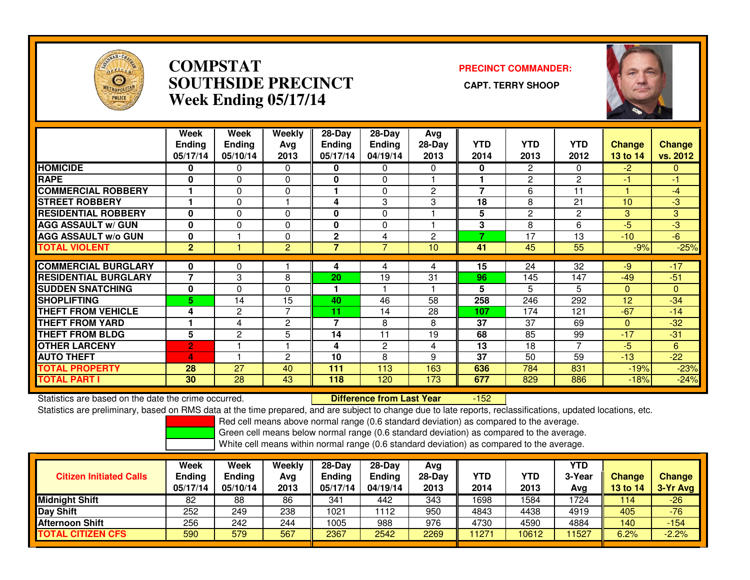# COMPSTAT SOUTHSIDE PRECINCT Week Ending 05/17/14

**PRECINCT COMMANDER:**

**CAPT. TERRY SHOOP**

| | Week Ending 05/17/14 | Week Ending 05/10/14 | Weekly Avg 2013 | 28-Day Ending 05/17/14 | 28-Day Ending 04/19/14 | Avg 28-Day 2013 | YTD 2014 | YTD 2013 | YTD 2012 | Change 13 to 14 | Change vs. 2012 |
|---|---|---|---|---|---|---|---|---|---|---|---|
| HOMICIDE | 0 | 0 | 0 | 0 | 0 | 0 | 0 | 2 | 0 | -2 | 0 |
| RAPE | 0 | 0 | 0 | 0 | 0 | 1 | 1 | 2 | 2 | -1 | -1 |
| COMMERCIAL ROBBERY | 1 | 0 | 0 | 1 | 0 | 2 | 7 | 6 | 11 | 1 | -4 |
| STREET ROBBERY | 1 | 0 | 1 | 4 | 3 | 3 | 18 | 8 | 21 | 10 | -3 |
| RESIDENTIAL ROBBERY | 0 | 0 | 0 | 0 | 0 | 1 | 5 | 2 | 2 | 3 | 3 |
| AGG ASSAULT w/ GUN | 0 | 0 | 0 | 0 | 0 | 1 | 3 | 8 | 6 | -5 | -3 |
| AGG ASSAULT w/o GUN | 0 | 1 | 0 | 2 | 4 | 2 | 7 | 17 | 13 | -10 | -6 |
| TOTAL VIOLENT | 2 | 1 | 2 | 7 | 7 | 10 | 41 | 45 | 55 | -9% | -25% |
| COMMERCIAL BURGLARY | 0 | 0 | 1 | 4 | 4 | 4 | 15 | 24 | 32 | -9 | -17 |
| RESIDENTIAL BURGLARY | 7 | 3 | 8 | 20 | 19 | 31 | 96 | 145 | 147 | -49 | -51 |
| SUDDEN SNATCHING | 0 | 0 | 0 | 1 | 1 | 1 | 5 | 5 | 5 | 0 | 0 |
| SHOPLIFTING | 5 | 14 | 15 | 40 | 46 | 58 | 258 | 246 | 292 | 12 | -34 |
| THEFT FROM VEHICLE | 4 | 2 | 7 | 11 | 14 | 28 | 107 | 174 | 121 | -67 | -14 |
| THEFT FROM YARD | 1 | 4 | 2 | 7 | 8 | 8 | 37 | 37 | 69 | 0 | -32 |
| THEFT FROM BLDG | 5 | 2 | 5 | 14 | 11 | 19 | 68 | 85 | 99 | -17 | -31 |
| OTHER LARCENY | 2 | 1 | 1 | 4 | 2 | 4 | 13 | 18 | 7 | -5 | 6 |
| AUTO THEFT | 4 | 1 | 2 | 10 | 8 | 9 | 37 | 50 | 59 | -13 | -22 |
| TOTAL PROPERTY | 28 | 27 | 40 | 111 | 113 | 163 | 636 | 784 | 831 | -19% | -23% |
| TOTAL PART I | 30 | 28 | 43 | 118 | 120 | 173 | 677 | 829 | 886 | -18% | -24% |

Statistics are based on the date the crime occurred. **Difference from Last Year** -152

Statistics are preliminary, based on RMS data at the time prepared, and are subject to change due to late reports, reclassifications, updated locations, etc.

Red cell means above normal range (0.6 standard deviation) as compared to the average.
Green cell means below normal range (0.6 standard deviation) as compared to the average.
White cell means within normal range (0.6 standard deviation) as compared to the average.

| Citizen Initiated Calls | Week Ending 05/17/14 | Week Ending 05/10/14 | Weekly Avg 2013 | 28-Day Ending 05/17/14 | 28-Day Ending 04/19/14 | Avg 28-Day 2013 | YTD 2014 | YTD 2013 | YTD 3-Year Avg | Change 13 to 14 | Change 3-Yr Avg |
|---|---|---|---|---|---|---|---|---|---|---|---|
| Midnight Shift | 82 | 88 | 86 | 341 | 442 | 343 | 1698 | 1584 | 1724 | 114 | -26 |
| Day Shift | 252 | 249 | 238 | 1021 | 1112 | 950 | 4843 | 4438 | 4919 | 405 | -76 |
| Afternoon Shift | 256 | 242 | 244 | 1005 | 988 | 976 | 4730 | 4590 | 4884 | 140 | -154 |
| TOTAL CITIZEN CFS | 590 | 579 | 567 | 2367 | 2542 | 2269 | 11271 | 10612 | 11527 | 6.2% | -2.2% |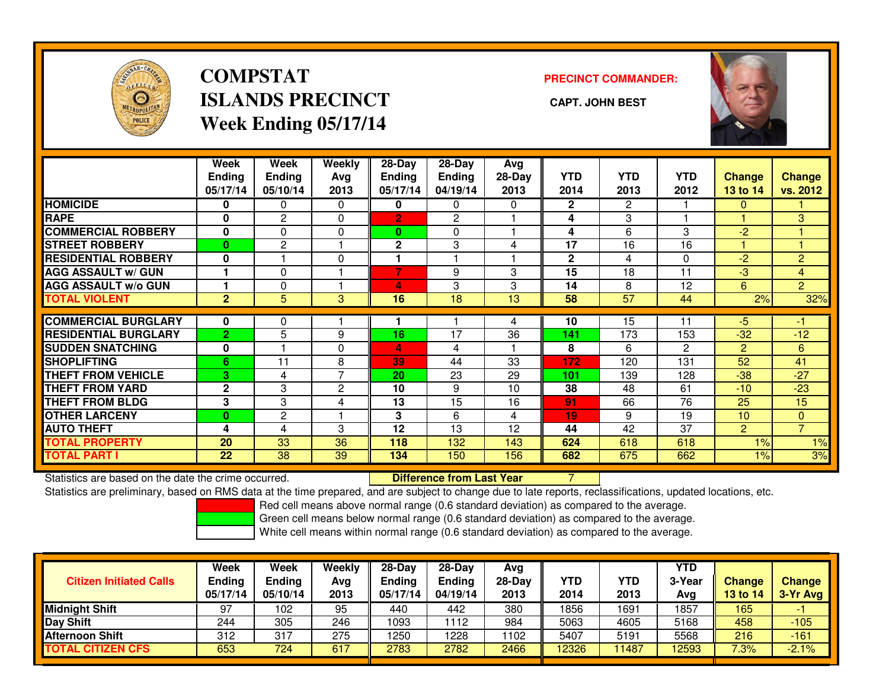# COMPSTAT
# ISLANDS PRECINCT
# Week Ending 05/17/14

**PRECINCT COMMANDER:**

**CAPT. JOHN BEST**

| | Week Ending 05/17/14 | Week Ending 05/10/14 | Weekly Avg 2013 | 28-Day Ending 05/17/14 | 28-Day Ending 04/19/14 | Avg 28-Day 2013 | YTD 2014 | YTD 2013 | YTD 2012 | Change 13 to 14 | Change vs. 2012 |
|---|---|---|---|---|---|---|---|---|---|---|---|
| HOMICIDE | 0 | 0 | 0 | 0 | 0 | 0 | 2 | 2 | 1 | 0 | 1 |
| RAPE | 0 | 2 | 0 | 2 | 2 | 1 | 4 | 3 | 1 | 1 | 3 |
| COMMERCIAL ROBBERY | 0 | 0 | 0 | 0 | 0 | 1 | 4 | 6 | 3 | -2 | 1 |
| STREET ROBBERY | 0 | 2 | 1 | 2 | 3 | 4 | 17 | 16 | 16 | 1 | 1 |
| RESIDENTIAL ROBBERY | 0 | 1 | 0 | 1 | 1 | 1 | 2 | 4 | 0 | -2 | 2 |
| AGG ASSAULT w/ GUN | 1 | 0 | 1 | 7 | 9 | 3 | 15 | 18 | 11 | -3 | 4 |
| AGG ASSAULT w/o GUN | 1 | 0 | 1 | 4 | 3 | 3 | 14 | 8 | 12 | 6 | 2 |
| TOTAL VIOLENT | 2 | 5 | 3 | 16 | 18 | 13 | 58 | 57 | 44 | 2% | 32% |
| COMMERCIAL BURGLARY | 0 | 0 | 1 | 1 | 1 | 4 | 10 | 15 | 11 | -5 | -1 |
| RESIDENTIAL BURGLARY | 2 | 5 | 9 | 16 | 17 | 36 | 141 | 173 | 153 | -32 | -12 |
| SUDDEN SNATCHING | 0 | 1 | 0 | 4 | 4 | 1 | 8 | 6 | 2 | 2 | 6 |
| SHOPLIFTING | 6 | 11 | 8 | 39 | 44 | 33 | 172 | 120 | 131 | 52 | 41 |
| THEFT FROM VEHICLE | 3 | 4 | 7 | 20 | 23 | 29 | 101 | 139 | 128 | -38 | -27 |
| THEFT FROM YARD | 2 | 3 | 2 | 10 | 9 | 10 | 38 | 48 | 61 | -10 | -23 |
| THEFT FROM BLDG | 3 | 3 | 4 | 13 | 15 | 16 | 91 | 66 | 76 | 25 | 15 |
| OTHER LARCENY | 0 | 2 | 1 | 3 | 6 | 4 | 19 | 9 | 19 | 10 | 0 |
| AUTO THEFT | 4 | 4 | 3 | 12 | 13 | 12 | 44 | 42 | 37 | 2 | 7 |
| TOTAL PROPERTY | 20 | 33 | 36 | 118 | 132 | 143 | 624 | 618 | 618 | 1% | 1% |
| TOTAL PART I | 22 | 38 | 39 | 134 | 150 | 156 | 682 | 675 | 662 | 1% | 3% |

Statistics are based on the date the crime occurred. **Difference from Last Year** 7

Statistics are preliminary, based on RMS data at the time prepared, and are subject to change due to late reports, reclassifications, updated locations, etc.

Red cell means above normal range (0.6 standard deviation) as compared to the average.

Green cell means below normal range (0.6 standard deviation) as compared to the average.

White cell means within normal range (0.6 standard deviation) as compared to the average.

| Citizen Initiated Calls | Week Ending 05/17/14 | Week Ending 05/10/14 | Weekly Avg 2013 | 28-Day Ending 05/17/14 | 28-Day Ending 04/19/14 | Avg 28-Day 2013 | YTD 2014 | YTD 2013 | YTD 3-Year Avg | Change 13 to 14 | Change 3-Yr Avg |
|---|---|---|---|---|---|---|---|---|---|---|---|
| Midnight Shift | 97 | 102 | 95 | 440 | 442 | 380 | 1856 | 1691 | 1857 | 165 | -1 |
| Day Shift | 244 | 305 | 246 | 1093 | 1112 | 984 | 5063 | 4605 | 5168 | 458 | -105 |
| Afternoon Shift | 312 | 317 | 275 | 1250 | 1228 | 1102 | 5407 | 5191 | 5568 | 216 | -161 |
| TOTAL CITIZEN CFS | 653 | 724 | 617 | 2783 | 2782 | 2466 | 12326 | 11487 | 12593 | 7.3% | -2.1% |